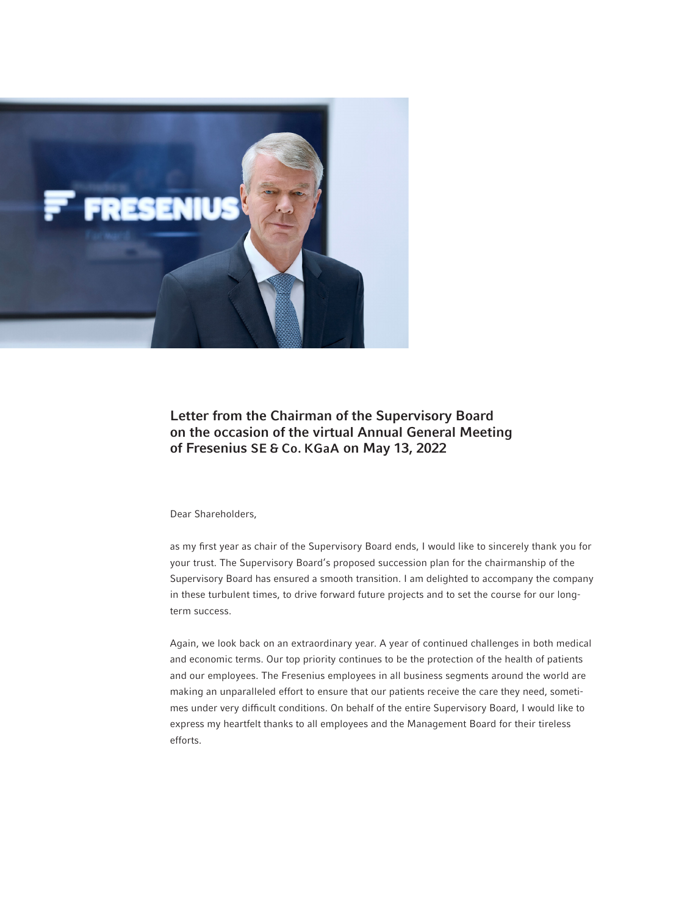## Letter from the Chairman of the Supervisory Board on the occasion of the virtual Annual General Meeting of Fresenius SE & Co. KGaA on May 13, 2022

Dear Shareholders,

as my first year as chair of the Supervisory Board ends, I would like to sincerely thank you for your trust. The Supervisory Board's proposed succession plan for the chairmanship of the Supervisory Board has ensured a smooth transition. I am delighted to accompany the company in these turbulent times, to drive forward future projects and to set the course for our long-term success.

Again, we look back on an extraordinary year. A year of continued challenges in both medical and economic terms. Our top priority continues to be the protection of the health of patients and our employees. The Fresenius employees in all business segments around the world are making an unparalleled effort to ensure that our patients receive the care they need, sometimes under very difficult conditions. On behalf of the entire Supervisory Board, I would like to express my heartfelt thanks to all employees and the Management Board for their tireless efforts.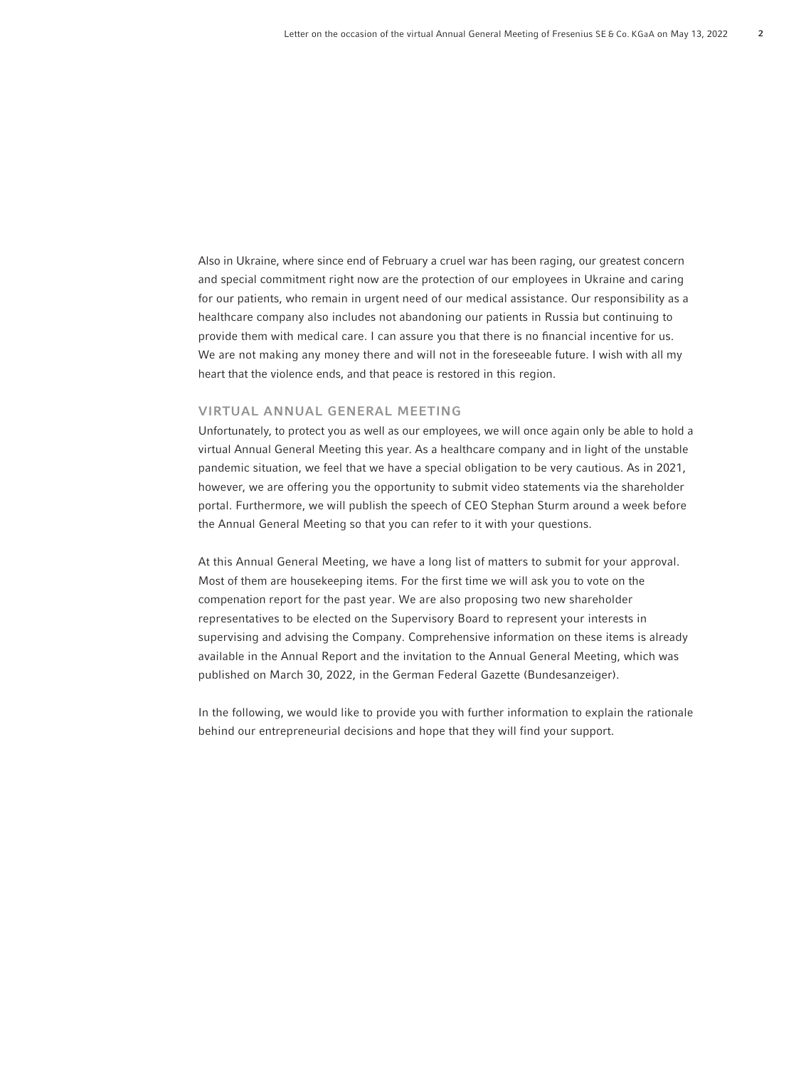Also in Ukraine, where since end of February a cruel war has been raging, our greatest concern and special commitment right now are the protection of our employees in Ukraine and caring for our patients, who remain in urgent need of our medical assistance. Our responsibility as a healthcare company also includes not abandoning our patients in Russia but continuing to provide them with medical care. I can assure you that there is no financial incentive for us. We are not making any money there and will not in the foreseeable future. I wish with all my heart that the violence ends, and that peace is restored in this region.

## VIRTUAL ANNUAL GENERAL MEETING

Unfortunately, to protect you as well as our employees, we will once again only be able to hold a virtual Annual General Meeting this year. As a healthcare company and in light of the unstable pandemic situation, we feel that we have a special obligation to be very cautious. As in 2021, however, we are offering you the opportunity to submit video statements via the shareholder portal. Furthermore, we will publish the speech of CEO Stephan Sturm around a week before the Annual General Meeting so that you can refer to it with your questions.

At this Annual General Meeting, we have a long list of matters to submit for your approval. Most of them are housekeeping items. For the first time we will ask you to vote on the compenation report for the past year. We are also proposing two new shareholder representatives to be elected on the Supervisory Board to represent your interests in supervising and advising the Company. Comprehensive information on these items is already available in the Annual Report and the invitation to the Annual General Meeting, which was published on March 30, 2022, in the German Federal Gazette (Bundesanzeiger).

In the following, we would like to provide you with further information to explain the rationale behind our entrepreneurial decisions and hope that they will find your support.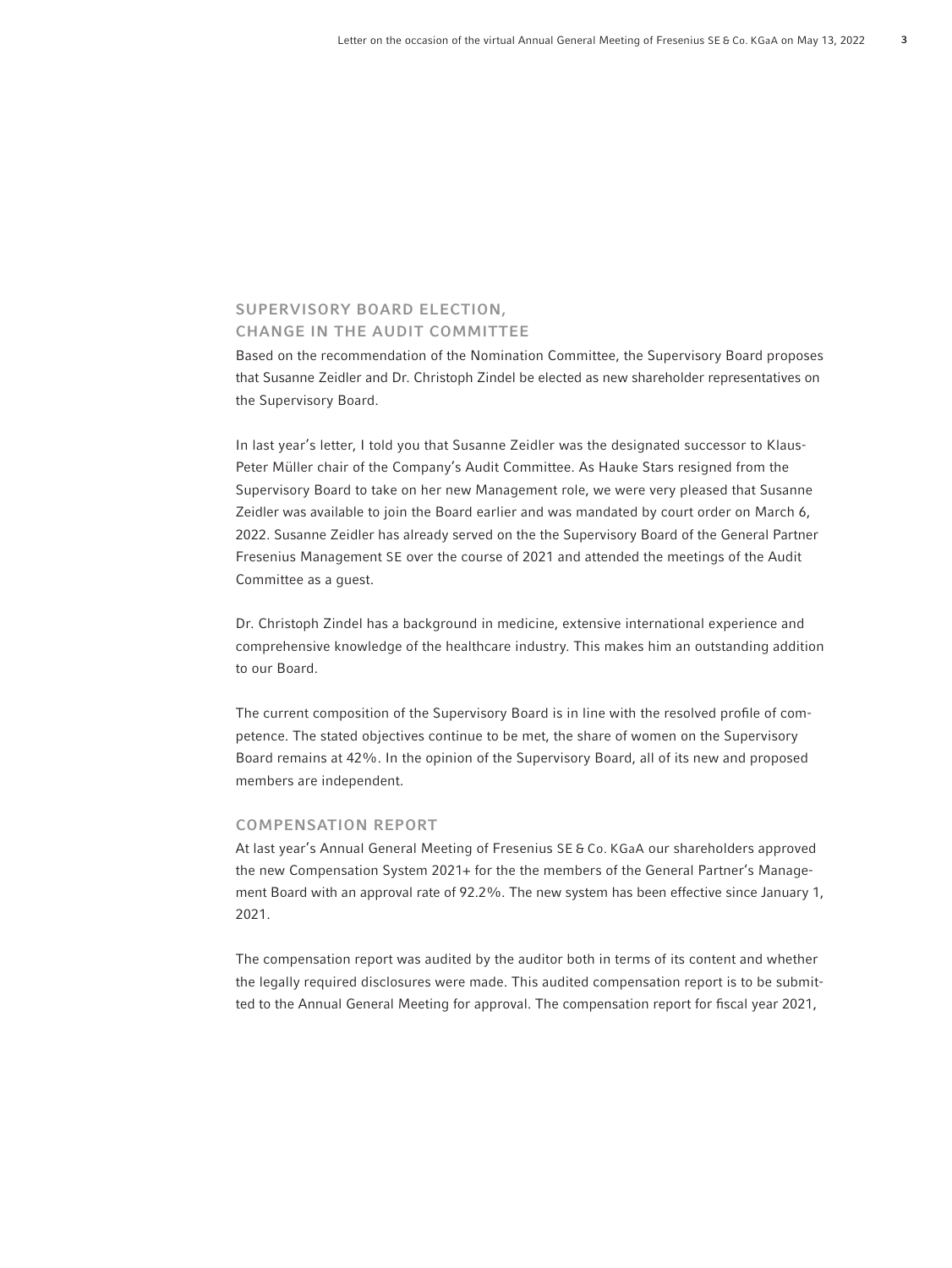## SUPERVISORY BOARD ELECTION, CHANGE IN THE AUDIT COMMITTEE

Based on the recommendation of the Nomination Committee, the Supervisory Board proposes that Susanne Zeidler and Dr. Christoph Zindel be elected as new shareholder representatives on the Supervisory Board.

In last year's letter, I told you that Susanne Zeidler was the designated successor to Klaus-Peter Müller chair of the Company's Audit Committee. As Hauke Stars resigned from the Supervisory Board to take on her new Management role, we were very pleased that Susanne Zeidler was available to join the Board earlier and was mandated by court order on March 6, 2022. Susanne Zeidler has already served on the the Supervisory Board of the General Partner Fresenius Management SE over the course of 2021 and attended the meetings of the Audit Committee as a guest.

Dr. Christoph Zindel has a background in medicine, extensive international experience and comprehensive knowledge of the healthcare industry. This makes him an outstanding addition to our Board.

The current composition of the Supervisory Board is in line with the resolved profile of competence. The stated objectives continue to be met, the share of women on the Supervisory Board remains at 42%. In the opinion of the Supervisory Board, all of its new and proposed members are independent.

## COMPENSATION REPORT

At last year's Annual General Meeting of Fresenius SE & Co. KGaA our shareholders approved the new Compensation System 2021+ for the the members of the General Partner's Management Board with an approval rate of 92.2%. The new system has been effective since January 1, 2021.

The compensation report was audited by the auditor both in terms of its content and whether the legally required disclosures were made. This audited compensation report is to be submitted to the Annual General Meeting for approval. The compensation report for fiscal year 2021,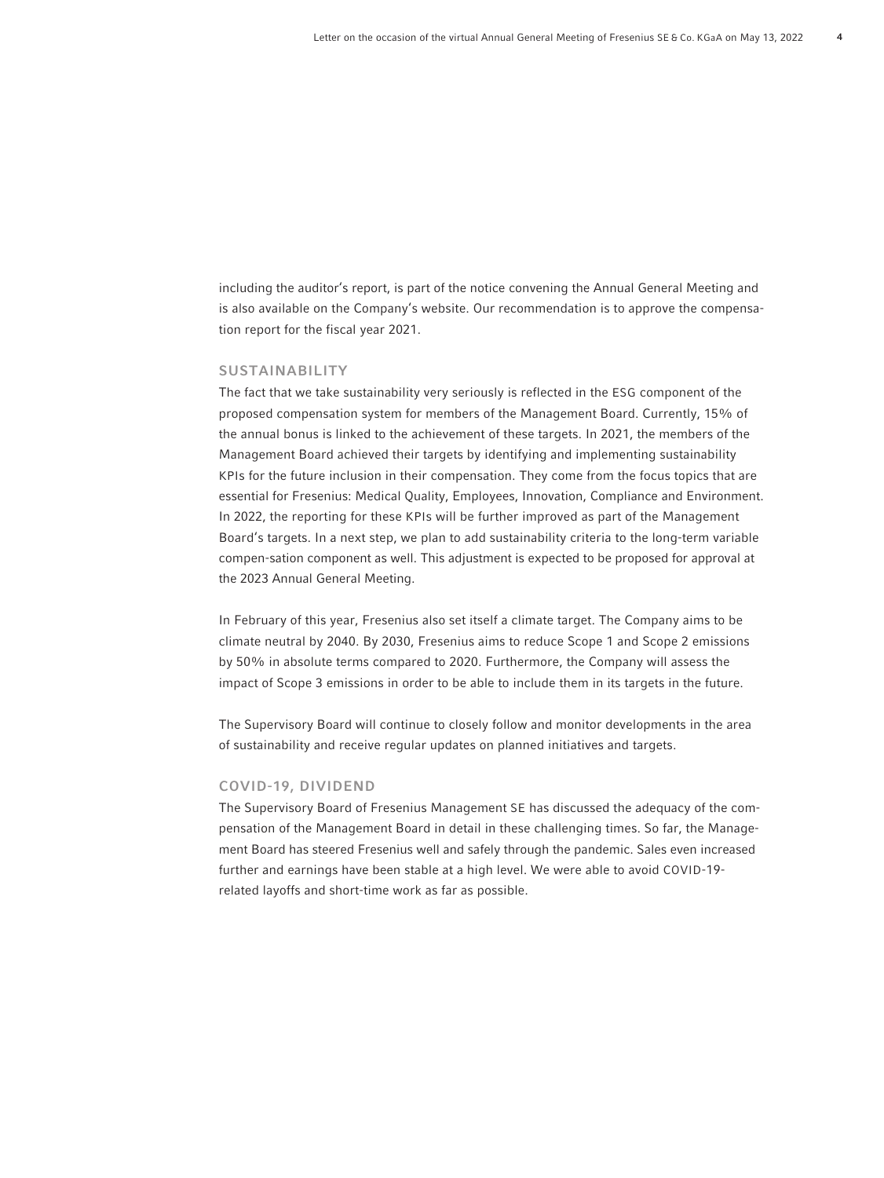including the auditor's report, is part of the notice convening the Annual General Meeting and is also available on the Company's website. Our recommendation is to approve the compensation report for the fiscal year 2021.

## SUSTAINABILITY

The fact that we take sustainability very seriously is reflected in the ESG component of the proposed compensation system for members of the Management Board. Currently, 15% of the annual bonus is linked to the achievement of these targets. In 2021, the members of the Management Board achieved their targets by identifying and implementing sustainability KPIs for the future inclusion in their compensation. They come from the focus topics that are essential for Fresenius: Medical Quality, Employees, Innovation, Compliance and Environment. In 2022, the reporting for these KPIs will be further improved as part of the Management Board's targets. In a next step, we plan to add sustainability criteria to the long-term variable compen-sation component as well. This adjustment is expected to be proposed for approval at the 2023 Annual General Meeting.

In February of this year, Fresenius also set itself a climate target. The Company aims to be climate neutral by 2040. By 2030, Fresenius aims to reduce Scope 1 and Scope 2 emissions by 50% in absolute terms compared to 2020. Furthermore, the Company will assess the impact of Scope 3 emissions in order to be able to include them in its targets in the future.

The Supervisory Board will continue to closely follow and monitor developments in the area of sustainability and receive regular updates on planned initiatives and targets.

## COVID-19, DIVIDEND

The Supervisory Board of Fresenius Management SE has discussed the adequacy of the compensation of the Management Board in detail in these challenging times. So far, the Management Board has steered Fresenius well and safely through the pandemic. Sales even increased further and earnings have been stable at a high level. We were able to avoid COVID-19-related layoffs and short-time work as far as possible.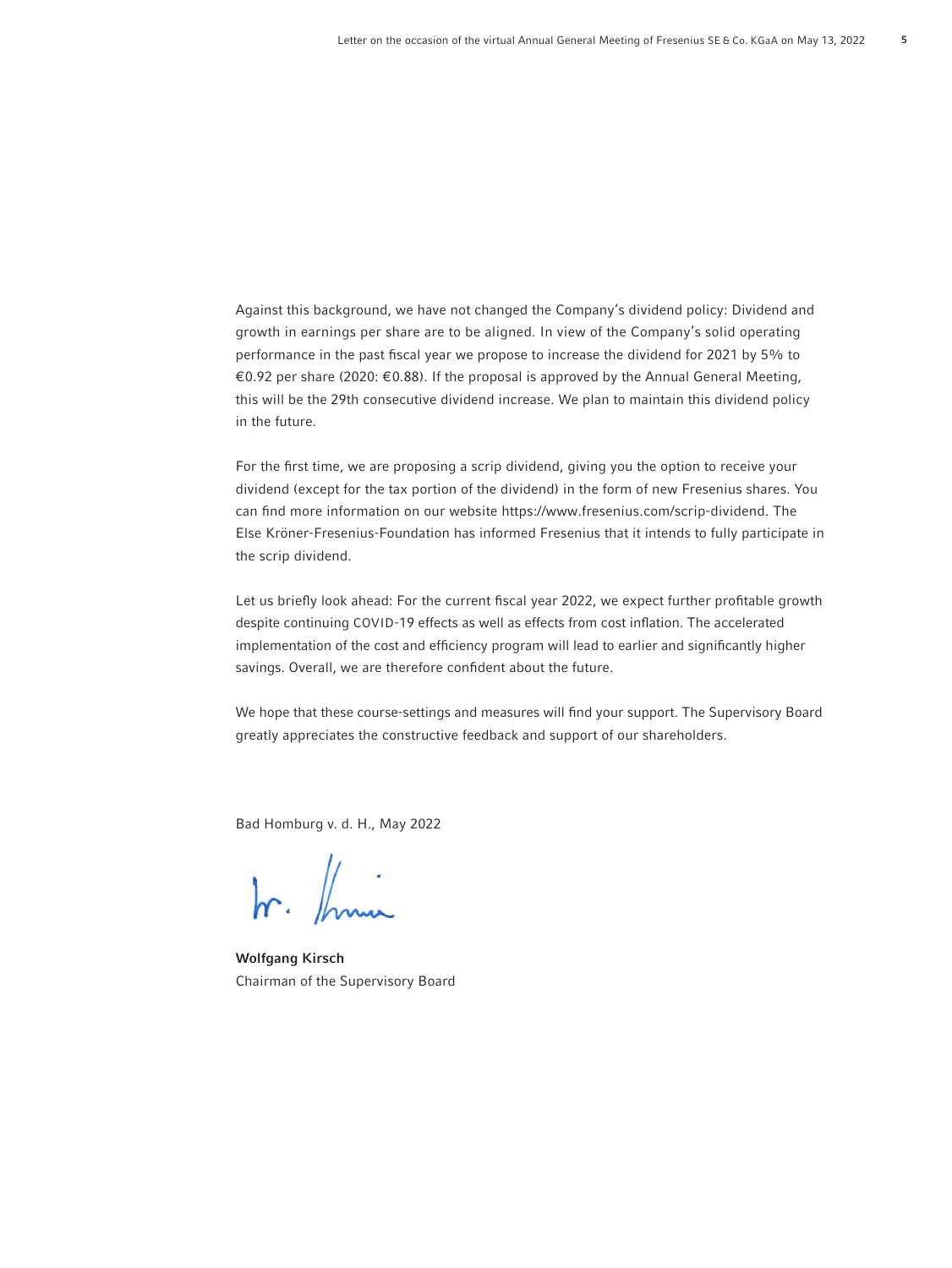Against this background, we have not changed the Company's dividend policy: Dividend and growth in earnings per share are to be aligned. In view of the Company's solid operating performance in the past fiscal year we propose to increase the dividend for 2021 by 5% to €0.92 per share (2020: €0.88). If the proposal is approved by the Annual General Meeting, this will be the 29th consecutive dividend increase. We plan to maintain this dividend policy in the future.

For the first time, we are proposing a scrip dividend, giving you the option to receive your dividend (except for the tax portion of the dividend) in the form of new Fresenius shares. You can find more information on our website https://www.fresenius.com/scrip-dividend. The Else Kröner-Fresenius-Foundation has informed Fresenius that it intends to fully participate in the scrip dividend.

Let us briefly look ahead: For the current fiscal year 2022, we expect further profitable growth despite continuing COVID-19 effects as well as effects from cost inflation. The accelerated implementation of the cost and efficiency program will lead to earlier and significantly higher savings. Overall, we are therefore confident about the future.

We hope that these course-settings and measures will find your support. The Supervisory Board greatly appreciates the constructive feedback and support of our shareholders.

Bad Homburg v. d. H., May 2022

**Wolfgang Kirsch**
Chairman of the Supervisory Board